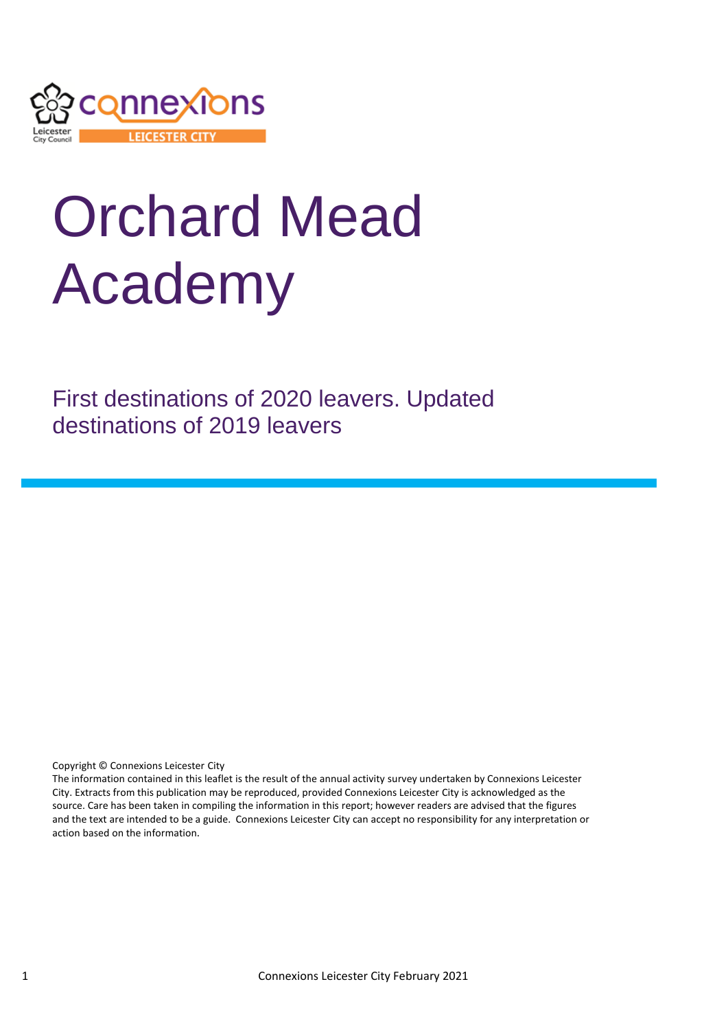# Orchard Mead Academy

## First destinations of 2020 leavers. Updated destinations of 2019 leavers

Copyright © Connexions Leicester City
The information contained in this leaflet is the result of the annual activity survey undertaken by Connexions Leicester City. Extracts from this publication may be reproduced, provided Connexions Leicester City is acknowledged as the source. Care has been taken in compiling the information in this report; however readers are advised that the figures and the text are intended to be a guide. Connexions Leicester City can accept no responsibility for any interpretation or action based on the information.

Connexions Leicester City February 2021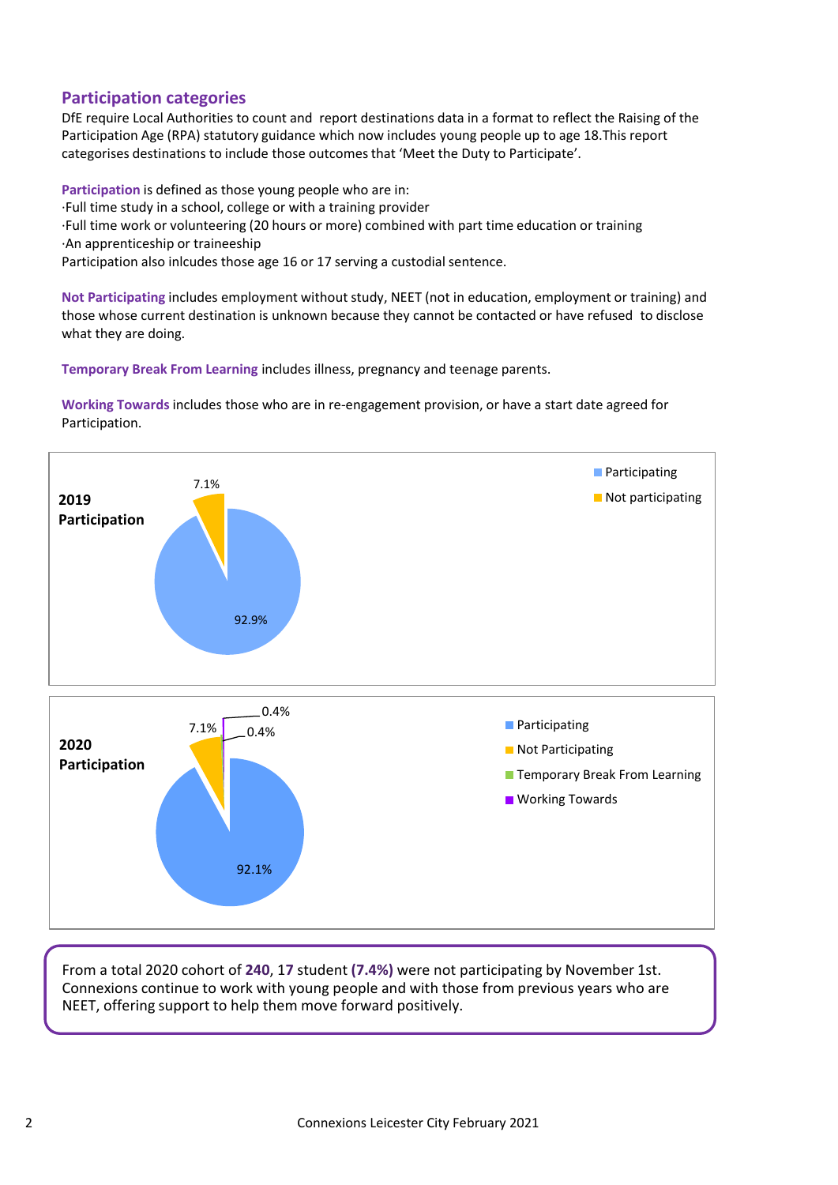## Participation categories

DfE require Local Authorities to count and report destinations data in a format to reflect the Raising of the Participation Age (RPA) statutory guidance which now includes young people up to age 18.This report categorises destinations to include those outcomes that 'Meet the Duty to Participate'.

**Participation** is defined as those young people who are in:

- Full time study in a school, college or with a training provider
- Full time work or volunteering (20 hours or more) combined with part time education or training
- An apprenticeship or traineeship

Participation also inlcudes those age 16 or 17 serving a custodial sentence.

**Not Participating** includes employment without study, NEET (not in education, employment or training) and those whose current destination is unknown because they cannot be contacted or have refused to disclose what they are doing.

**Temporary Break From Learning** includes illness, pregnancy and teenage parents.

**Working Towards** includes those who are in re-engagement provision, or have a start date agreed for Participation.

**2019 Participation**

- Participating: 92.9%
- Not participating: 7.1%

**2020 Participation**

- Participating: 92.1%
- Not Participating: 7.1%
- Temporary Break From Learning: 0.4%
- Working Towards: 0.4%

From a total 2020 cohort of **240**, **17** student **(7.4%)** were not participating by November 1st. Connexions continue to work with young people and with those from previous years who are NEET, offering support to help them move forward positively.

Connexions Leicester City February 2021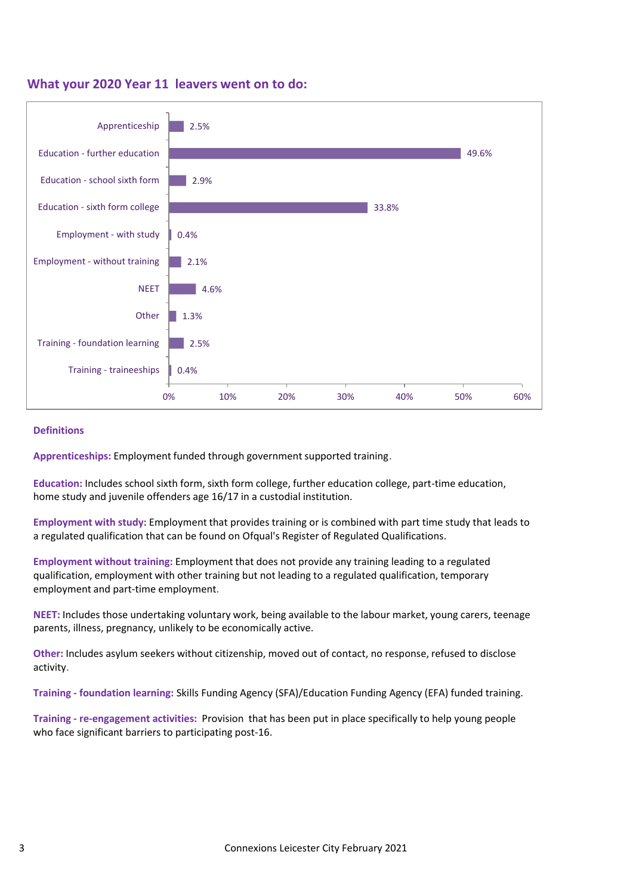## What your 2020 Year 11 leavers went on to do:

| Destination | Percentage |
| --- | --- |
| Apprenticeship | 2.5% |
| Education - further education | 49.6% |
| Education - school sixth form | 2.9% |
| Education - sixth form college | 33.8% |
| Employment - with study | 0.4% |
| Employment - without training | 2.1% |
| NEET | 4.6% |
| Other | 1.3% |
| Training - foundation learning | 2.5% |
| Training - traineeships | 0.4% |

### Definitions

**Apprenticeships:** Employment funded through government supported training.

**Education:** Includes school sixth form, sixth form college, further education college, part-time education, home study and juvenile offenders age 16/17 in a custodial institution.

**Employment with study:** Employment that provides training or is combined with part time study that leads to a regulated qualification that can be found on Ofqual's Register of Regulated Qualifications.

**Employment without training:** Employment that does not provide any training leading to a regulated qualification, employment with other training but not leading to a regulated qualification, temporary employment and part-time employment.

**NEET:** Includes those undertaking voluntary work, being available to the labour market, young carers, teenage parents, illness, pregnancy, unlikely to be economically active.

**Other:** Includes asylum seekers without citizenship, moved out of contact, no response, refused to disclose activity.

**Training - foundation learning:** Skills Funding Agency (SFA)/Education Funding Agency (EFA) funded training.

**Training - re-engagement activities:** Provision that has been put in place specifically to help young people who face significant barriers to participating post-16.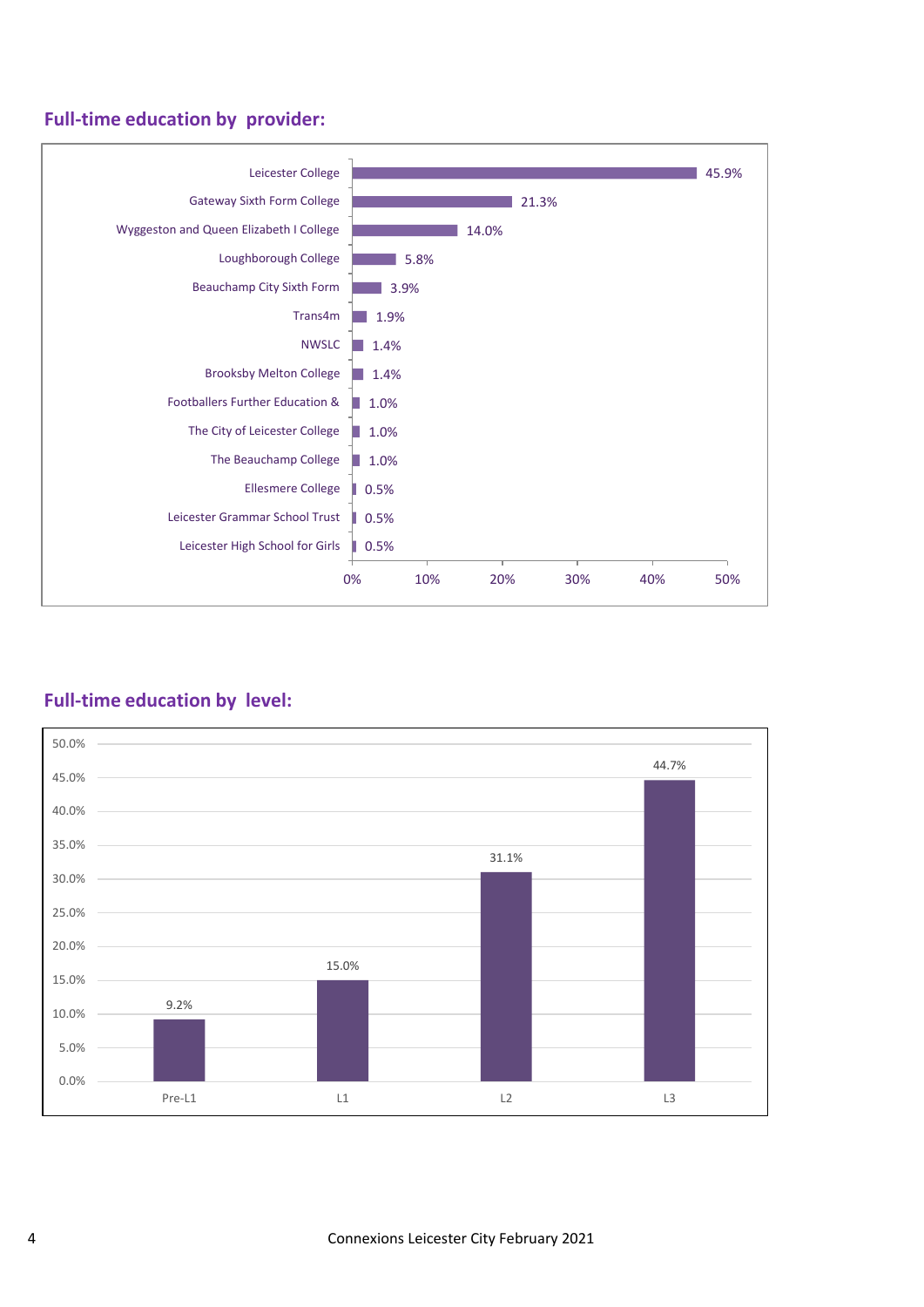## Full-time education by provider:

| Provider | Percentage |
|---|---|
| Leicester College | 45.9% |
| Gateway Sixth Form College | 21.3% |
| Wyggeston and Queen Elizabeth I College | 14.0% |
| Loughborough College | 5.8% |
| Beauchamp City Sixth Form | 3.9% |
| Trans4m | 1.9% |
| NWSLC | 1.4% |
| Brooksby Melton College | 1.4% |
| Footballers Further Education & | 1.0% |
| The City of Leicester College | 1.0% |
| The Beauchamp College | 1.0% |
| Ellesmere College | 0.5% |
| Leicester Grammar School Trust | 0.5% |
| Leicester High School for Girls | 0.5% |

## Full-time education by level:

| Level | Percentage |
|---|---|
| Pre-L1 | 9.2% |
| L1 | 15.0% |
| L2 | 31.1% |
| L3 | 44.7% |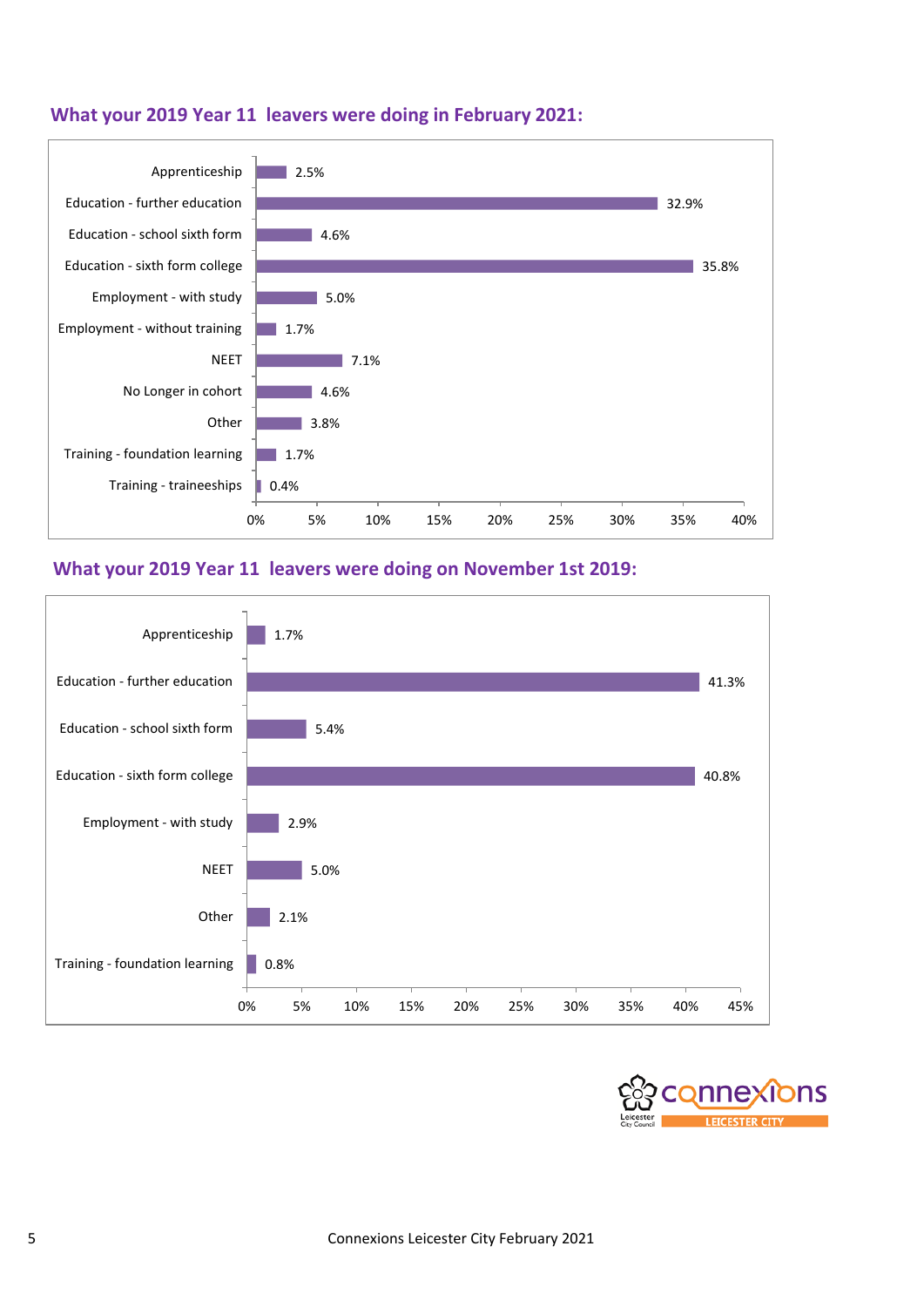## What your 2019 Year 11 leavers were doing in February 2021:

Apprenticeship 2.5%
Education - further education 32.9%
Education - school sixth form 4.6%
Education - sixth form college 35.8%
Employment - with study 5.0%
Employment - without training 1.7%
NEET 7.1%
No Longer in cohort 4.6%
Other 3.8%
Training - foundation learning 1.7%
Training - traineeships 0.4%

0% 5% 10% 15% 20% 25% 30% 35% 40%

## What your 2019 Year 11 leavers were doing on November 1st 2019:

Apprenticeship 1.7%
Education - further education 41.3%
Education - school sixth form 5.4%
Education - sixth form college 40.8%
Employment - with study 2.9%
NEET 5.0%
Other 2.1%
Training - foundation learning 0.8%

0% 5% 10% 15% 20% 25% 30% 35% 40% 45%